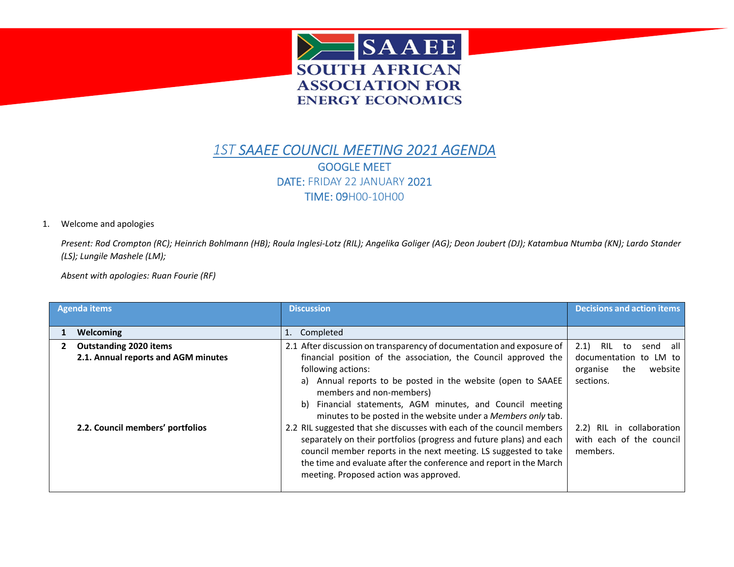SAAEE

SOUTH AFRICAN ASSOCIATION FOR ENERGY ECONOMICS

# *1ST SAAEE COUNCIL MEETING 2021 AGENDA*

GOOGLE MEET

DATE: FRIDAY 22 JANUARY 2021

TIME: 09H00-10H00

1. Welcome and apologies

*Present: Rod Crompton (RC); Heinrich Bohlmann (HB); Roula Inglesi-Lotz (RIL); Angelika Goliger (AG); Deon Joubert (DJ); Katambua Ntumba (KN); Lardo Stander (LS); Lungile Mashele (LM);*

*Absent with apologies: Ruan Fourie (RF)*

| Agenda items | Discussion | Decisions and action items |
|---|---|---|
| **1 Welcoming** | 1. Completed | |
| **2 Outstanding 2020 items**<br>**2.1. Annual reports and AGM minutes** | 2.1 After discussion on transparency of documentation and exposure of financial position of the association, the Council approved the following actions:<br>a) Annual reports to be posted in the website (open to SAAEE members and non-members)<br>b) Financial statements, AGM minutes, and Council meeting minutes to be posted in the website under a *Members only* tab. | 2.1) RIL to send all documentation to LM to organise the website sections. |
| **2.2. Council members' portfolios** | 2.2 RIL suggested that she discusses with each of the council members separately on their portfolios (progress and future plans) and each council member reports in the next meeting. LS suggested to take the time and evaluate after the conference and report in the March meeting. Proposed action was approved. | 2.2) RIL in collaboration with each of the council members. |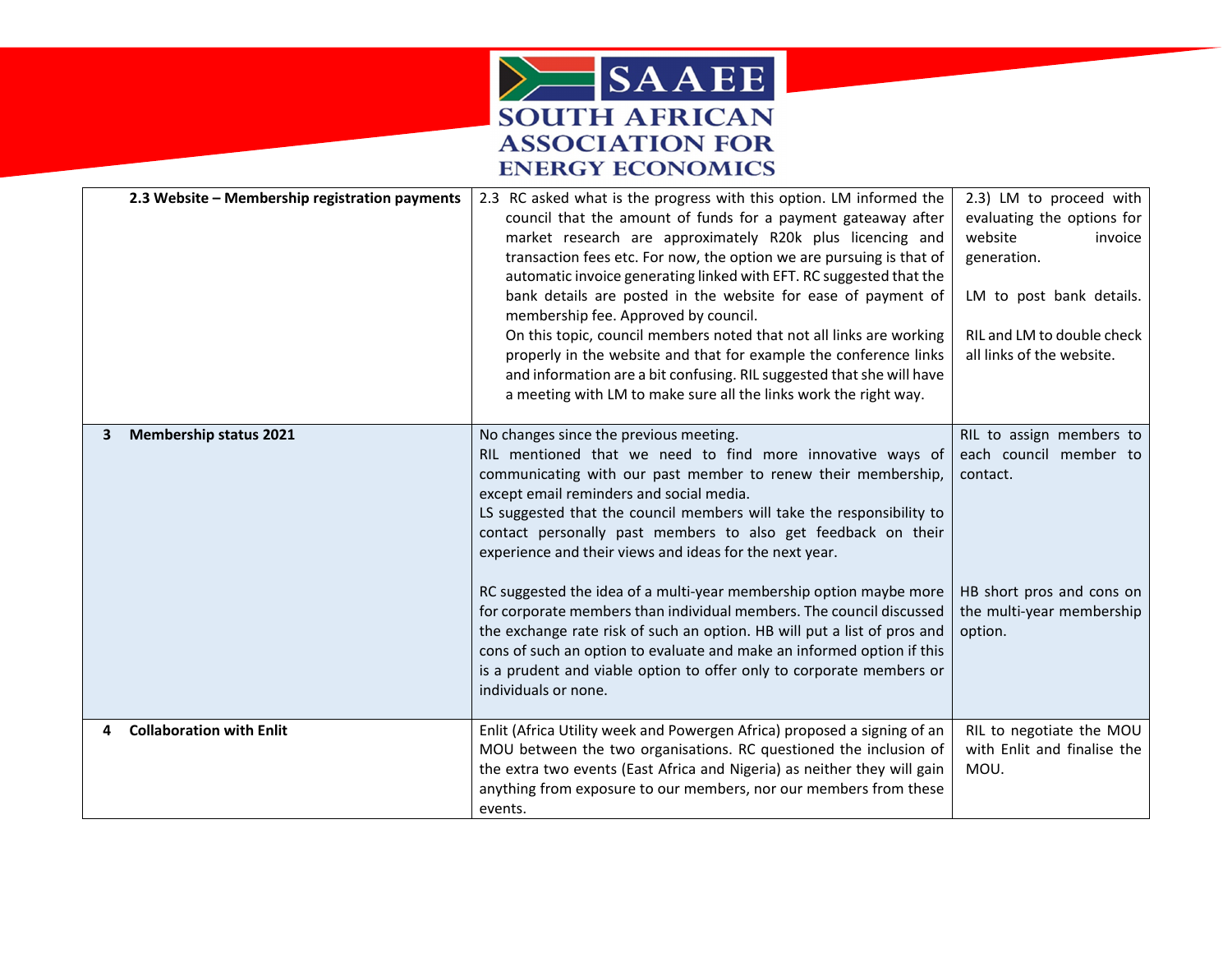| | | |
|---|---|---|
| **2.3 Website – Membership registration payments** | 2.3 RC asked what is the progress with this option. LM informed the council that the amount of funds for a payment gateaway after market research are approximately R20k plus licencing and transaction fees etc. For now, the option we are pursuing is that of automatic invoice generating linked with EFT. RC suggested that the bank details are posted in the website for ease of payment of membership fee. Approved by council.<br>On this topic, council members noted that not all links are working properly in the website and that for example the conference links and information are a bit confusing. RIL suggested that she will have a meeting with LM to make sure all the links work the right way. | 2.3) LM to proceed with evaluating the options for website invoice generation.<br><br>LM to post bank details.<br><br>RIL and LM to double check all links of the website. |
| **3 Membership status 2021** | No changes since the previous meeting.<br>RIL mentioned that we need to find more innovative ways of communicating with our past member to renew their membership, except email reminders and social media.<br>LS suggested that the council members will take the responsibility to contact personally past members to also get feedback on their experience and their views and ideas for the next year.<br><br>RC suggested the idea of a multi-year membership option maybe more for corporate members than individual members. The council discussed the exchange rate risk of such an option. HB will put a list of pros and cons of such an option to evaluate and make an informed option if this is a prudent and viable option to offer only to corporate members or individuals or none. | RIL to assign members to each council member to contact.<br><br>HB short pros and cons on the multi-year membership option. |
| **4 Collaboration with Enlit** | Enlit (Africa Utility week and Powergen Africa) proposed a signing of an MOU between the two organisations. RC questioned the inclusion of the extra two events (East Africa and Nigeria) as neither they will gain anything from exposure to our members, nor our members from these events. | RIL to negotiate the MOU with Enlit and finalise the MOU. |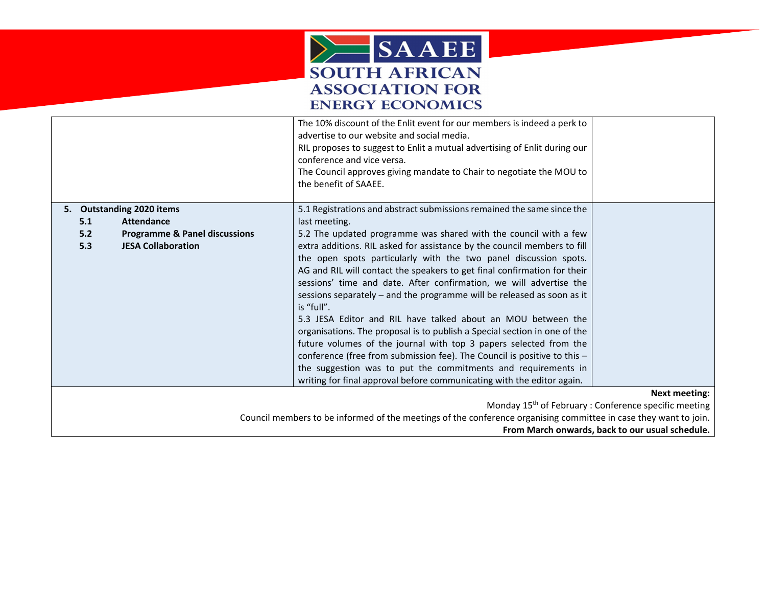| | | |
|---|---|---|
| | The 10% discount of the Enlit event for our members is indeed a perk to advertise to our website and social media.<br>RIL proposes to suggest to Enlit a mutual advertising of Enlit during our conference and vice versa.<br>The Council approves giving mandate to Chair to negotiate the MOU to the benefit of SAAEE. | |
| **5. Outstanding 2020 items**<br>**5.1 Attendance**<br>**5.2 Programme & Panel discussions**<br>**5.3 JESA Collaboration** | 5.1 Registrations and abstract submissions remained the same since the last meeting.<br>5.2 The updated programme was shared with the council with a few extra additions. RIL asked for assistance by the council members to fill the open spots particularly with the two panel discussion spots. AG and RIL will contact the speakers to get final confirmation for their sessions' time and date. After confirmation, we will advertise the sessions separately – and the programme will be released as soon as it is "full".<br>5.3 JESA Editor and RIL have talked about an MOU between the organisations. The proposal is to publish a Special section in one of the future volumes of the journal with top 3 papers selected from the conference (free from submission fee). The Council is positive to this – the suggestion was to put the commitments and requirements in writing for final approval before communicating with the editor again. | |

**Next meeting:**

Monday 15th of February : Conference specific meeting

Council members to be informed of the meetings of the conference organising committee in case they want to join.

**From March onwards, back to our usual schedule.**